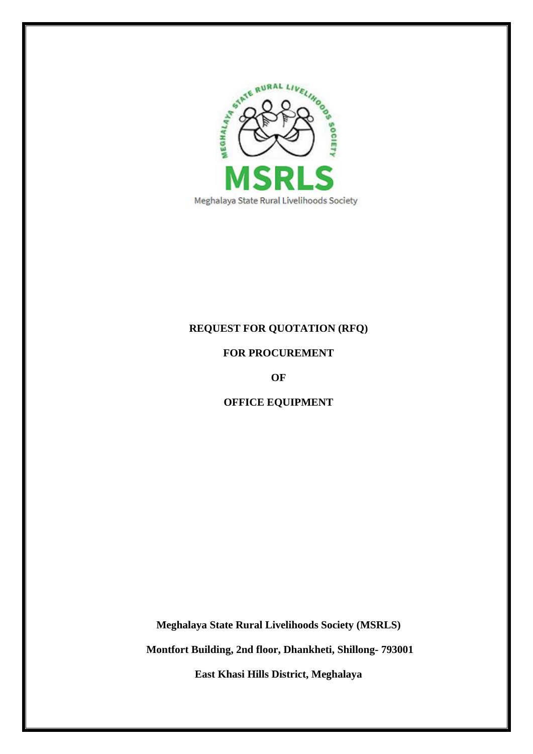MEGHALAYA STATE RURAL LIVELIHOODS SOCIETY

MSRLS

Meghalaya State Rural Livelihoods Society

# REQUEST FOR QUOTATION (RFQ)

# FOR PROCUREMENT

# OF

# OFFICE EQUIPMENT

**Meghalaya State Rural Livelihoods Society (MSRLS)**

**Montfort Building, 2nd floor, Dhankheti, Shillong- 793001**

**East Khasi Hills District, Meghalaya**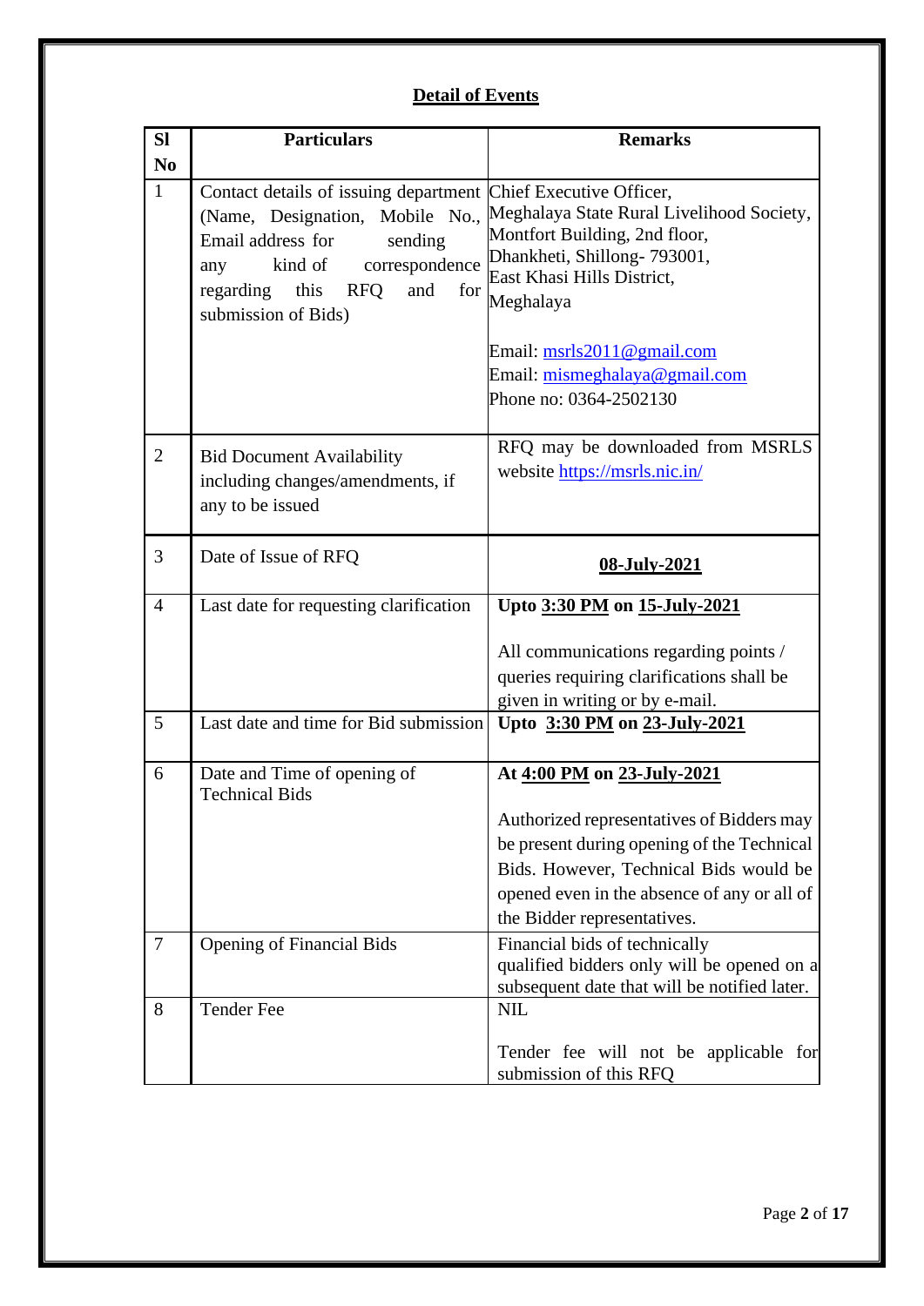# Detail of Events

| Sl No | Particulars | Remarks |
|---|---|---|
| 1 | Contact details of issuing department (Name, Designation, Mobile No., Email address for sending any kind of correspondence regarding this RFQ and for submission of Bids) | Chief Executive Officer,<br>Meghalaya State Rural Livelihood Society,<br>Montfort Building, 2nd floor,<br>Dhankheti, Shillong- 793001,<br>East Khasi Hills District,<br>Meghalaya<br><br>Email: msrls2011@gmail.com<br>Email: mismeghalaya@gmail.com<br>Phone no: 0364-2502130 |
| 2 | Bid Document Availability including changes/amendments, if any to be issued | RFQ may be downloaded from MSRLS website https://msrls.nic.in/ |
| 3 | Date of Issue of RFQ | **08-July-2021** |
| 4 | Last date for requesting clarification | **Upto 3:30 PM on 15-July-2021**<br><br>All communications regarding points / queries requiring clarifications shall be given in writing or by e-mail. |
| 5 | Last date and time for Bid submission | **Upto 3:30 PM on 23-July-2021** |
| 6 | Date and Time of opening of Technical Bids | **At 4:00 PM on 23-July-2021**<br><br>Authorized representatives of Bidders may be present during opening of the Technical Bids. However, Technical Bids would be opened even in the absence of any or all of the Bidder representatives. |
| 7 | Opening of Financial Bids | Financial bids of technically qualified bidders only will be opened on a subsequent date that will be notified later. |
| 8 | Tender Fee | NIL<br><br>Tender fee will not be applicable for submission of this RFQ |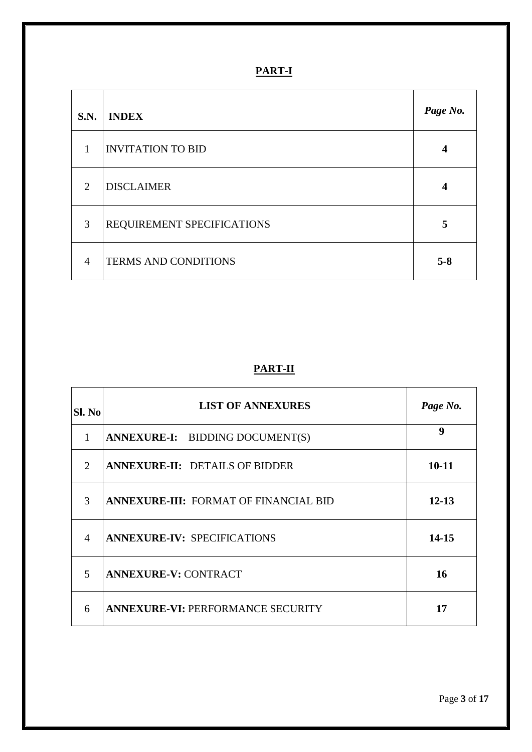## PART-I

| S.N. | INDEX | *Page No.* |
|---|---|---|
| 1 | INVITATION TO BID | **4** |
| 2 | DISCLAIMER | **4** |
| 3 | REQUIREMENT SPECIFICATIONS | **5** |
| 4 | TERMS AND CONDITIONS | **5-8** |

## PART-II

| Sl. No | LIST OF ANNEXURES | *Page No.* |
|---|---|---|
| 1 | **ANNEXURE-I:** BIDDING DOCUMENT(S) | **9** |
| 2 | **ANNEXURE-II:** DETAILS OF BIDDER | **10-11** |
| 3 | **ANNEXURE-III:** FORMAT OF FINANCIAL BID | **12-13** |
| 4 | **ANNEXURE-IV:** SPECIFICATIONS | **14-15** |
| 5 | **ANNEXURE-V:** CONTRACT | **16** |
| 6 | **ANNEXURE-VI:** PERFORMANCE SECURITY | **17** |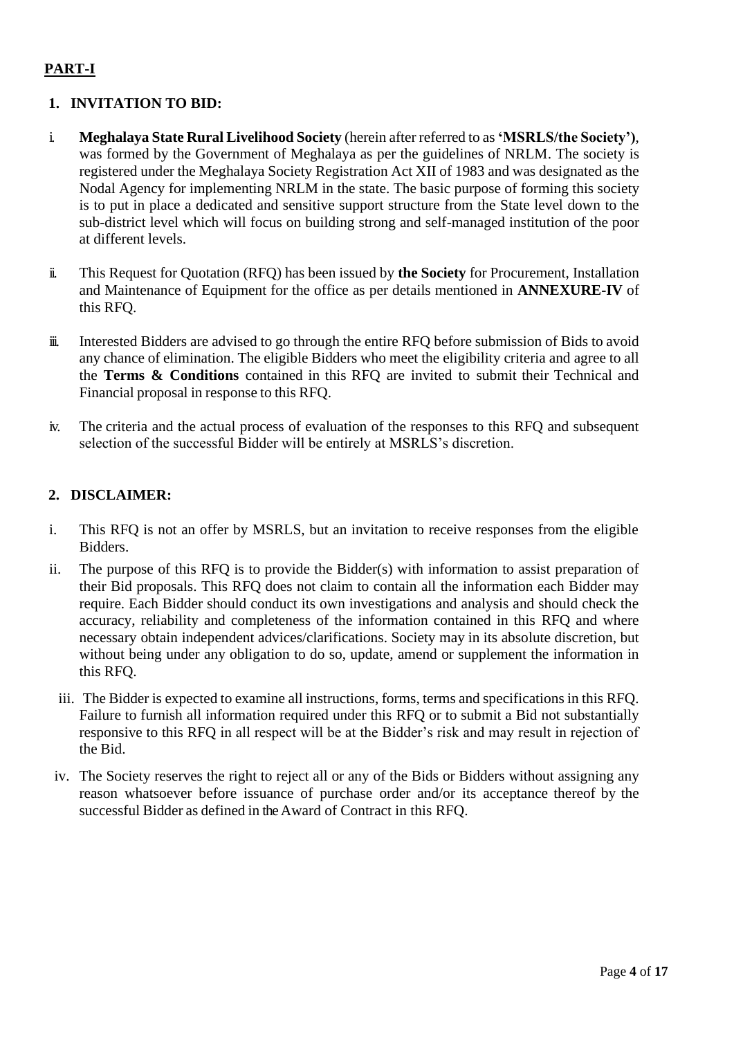## **PART-I**

### 1. INVITATION TO BID:

i. **Meghalaya State Rural Livelihood Society** (herein after referred to as **'MSRLS/the Society')**, was formed by the Government of Meghalaya as per the guidelines of NRLM. The society is registered under the Meghalaya Society Registration Act XII of 1983 and was designated as the Nodal Agency for implementing NRLM in the state. The basic purpose of forming this society is to put in place a dedicated and sensitive support structure from the State level down to the sub-district level which will focus on building strong and self-managed institution of the poor at different levels.

ii. This Request for Quotation (RFQ) has been issued by **the Society** for Procurement, Installation and Maintenance of Equipment for the office as per details mentioned in **ANNEXURE-IV** of this RFQ.

iii. Interested Bidders are advised to go through the entire RFQ before submission of Bids to avoid any chance of elimination. The eligible Bidders who meet the eligibility criteria and agree to all the **Terms & Conditions** contained in this RFQ are invited to submit their Technical and Financial proposal in response to this RFQ.

iv. The criteria and the actual process of evaluation of the responses to this RFQ and subsequent selection of the successful Bidder will be entirely at MSRLS's discretion.

### 2. DISCLAIMER:

i. This RFQ is not an offer by MSRLS, but an invitation to receive responses from the eligible Bidders.

ii. The purpose of this RFQ is to provide the Bidder(s) with information to assist preparation of their Bid proposals. This RFQ does not claim to contain all the information each Bidder may require. Each Bidder should conduct its own investigations and analysis and should check the accuracy, reliability and completeness of the information contained in this RFQ and where necessary obtain independent advices/clarifications. Society may in its absolute discretion, but without being under any obligation to do so, update, amend or supplement the information in this RFQ.

iii. The Bidder is expected to examine all instructions, forms, terms and specifications in this RFQ. Failure to furnish all information required under this RFQ or to submit a Bid not substantially responsive to this RFQ in all respect will be at the Bidder's risk and may result in rejection of the Bid.

iv. The Society reserves the right to reject all or any of the Bids or Bidders without assigning any reason whatsoever before issuance of purchase order and/or its acceptance thereof by the successful Bidder as defined in the Award of Contract in this RFQ.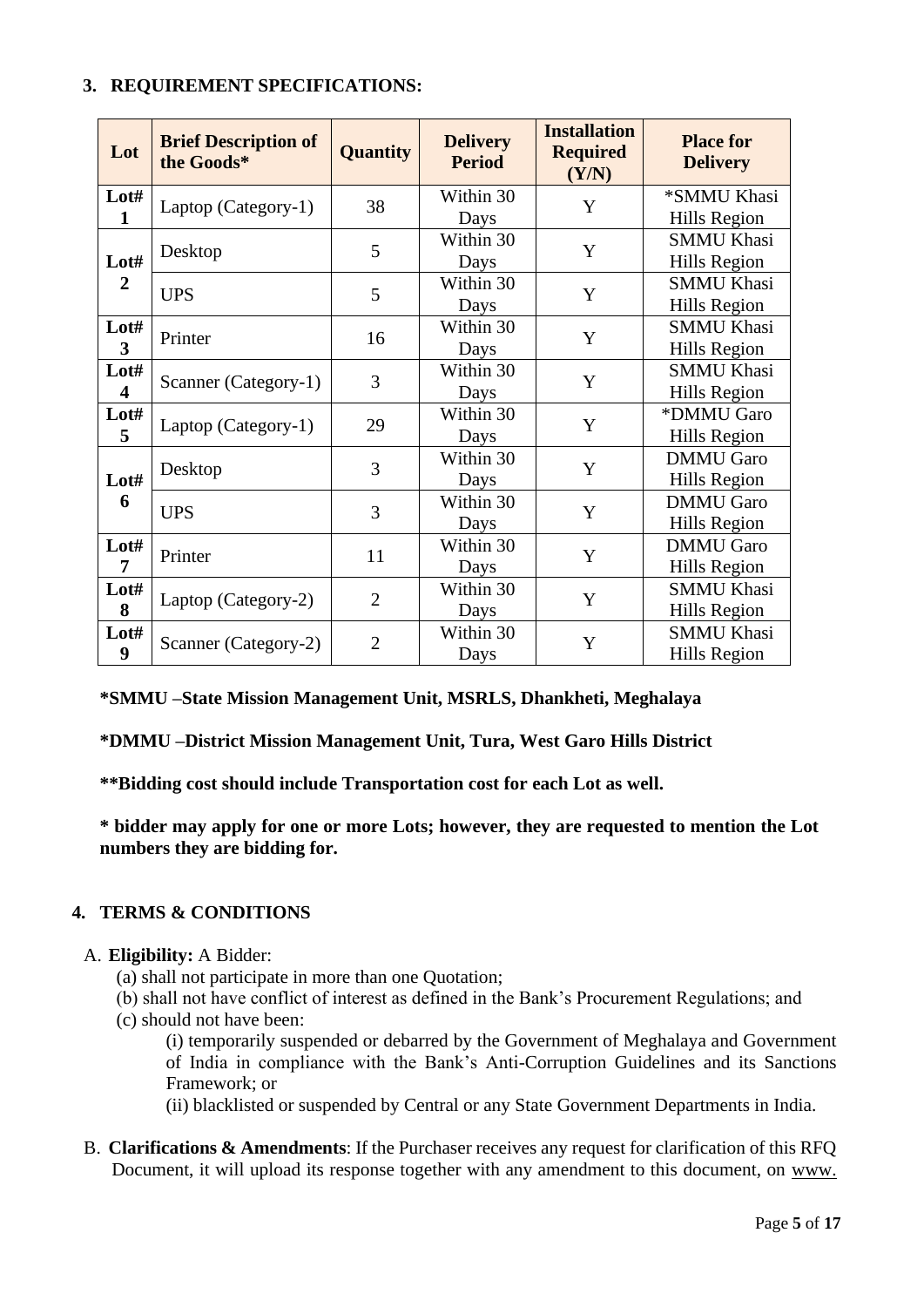## 3. REQUIREMENT SPECIFICATIONS:

| Lot | Brief Description of the Goods* | Quantity | Delivery Period | Installation Required (Y/N) | Place for Delivery |
|---|---|---|---|---|---|
| Lot# 1 | Laptop (Category-1) | 38 | Within 30 Days | Y | *SMMU Khasi Hills Region |
| Lot# 2 | Desktop | 5 | Within 30 Days | Y | SMMU Khasi Hills Region |
| | UPS | 5 | Within 30 Days | Y | SMMU Khasi Hills Region |
| Lot# 3 | Printer | 16 | Within 30 Days | Y | SMMU Khasi Hills Region |
| Lot# 4 | Scanner (Category-1) | 3 | Within 30 Days | Y | SMMU Khasi Hills Region |
| Lot# 5 | Laptop (Category-1) | 29 | Within 30 Days | Y | *DMMU Garo Hills Region |
| Lot# 6 | Desktop | 3 | Within 30 Days | Y | DMMU Garo Hills Region |
| | UPS | 3 | Within 30 Days | Y | DMMU Garo Hills Region |
| Lot# 7 | Printer | 11 | Within 30 Days | Y | DMMU Garo Hills Region |
| Lot# 8 | Laptop (Category-2) | 2 | Within 30 Days | Y | SMMU Khasi Hills Region |
| Lot# 9 | Scanner (Category-2) | 2 | Within 30 Days | Y | SMMU Khasi Hills Region |

**\*SMMU –State Mission Management Unit, MSRLS, Dhankheti, Meghalaya**

**\*DMMU –District Mission Management Unit, Tura, West Garo Hills District**

**\*\*Bidding cost should include Transportation cost for each Lot as well.**

**\* bidder may apply for one or more Lots; however, they are requested to mention the Lot numbers they are bidding for.**

## 4. TERMS & CONDITIONS

A. **Eligibility:** A Bidder:

(a) shall not participate in more than one Quotation;

(b) shall not have conflict of interest as defined in the Bank's Procurement Regulations; and

(c) should not have been:

(i) temporarily suspended or debarred by the Government of Meghalaya and Government of India in compliance with the Bank's Anti-Corruption Guidelines and its Sanctions Framework; or

(ii) blacklisted or suspended by Central or any State Government Departments in India.

B. **Clarifications & Amendments**: If the Purchaser receives any request for clarification of this RFQ Document, it will upload its response together with any amendment to this document, on www.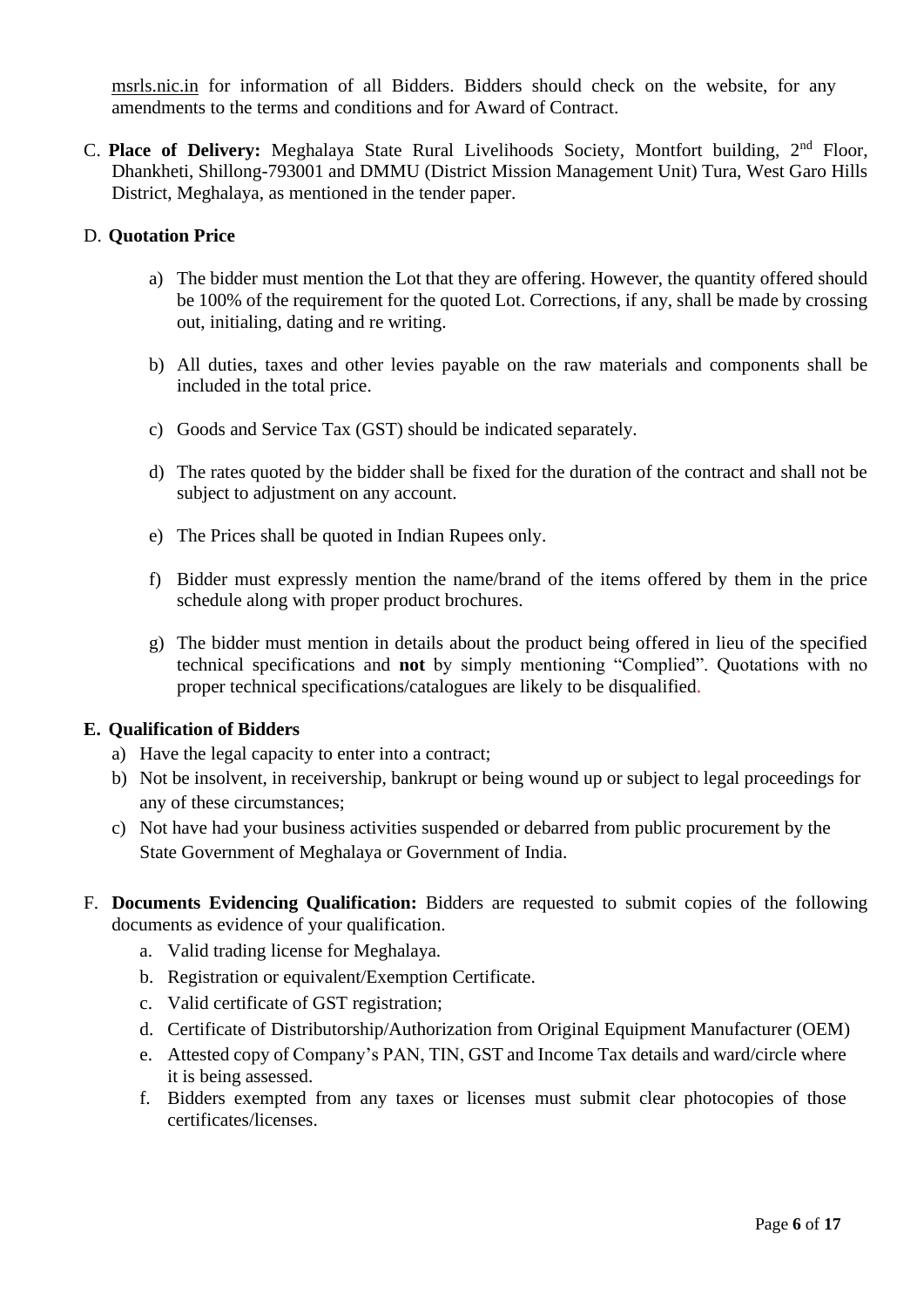msrls.nic.in for information of all Bidders. Bidders should check on the website, for any amendments to the terms and conditions and for Award of Contract.

C. **Place of Delivery:** Meghalaya State Rural Livelihoods Society, Montfort building, 2nd Floor, Dhankheti, Shillong-793001 and DMMU (District Mission Management Unit) Tura, West Garo Hills District, Meghalaya, as mentioned in the tender paper.

D. **Quotation Price**

a) The bidder must mention the Lot that they are offering. However, the quantity offered should be 100% of the requirement for the quoted Lot. Corrections, if any, shall be made by crossing out, initialing, dating and re writing.

b) All duties, taxes and other levies payable on the raw materials and components shall be included in the total price.

c) Goods and Service Tax (GST) should be indicated separately.

d) The rates quoted by the bidder shall be fixed for the duration of the contract and shall not be subject to adjustment on any account.

e) The Prices shall be quoted in Indian Rupees only.

f) Bidder must expressly mention the name/brand of the items offered by them in the price schedule along with proper product brochures.

g) The bidder must mention in details about the product being offered in lieu of the specified technical specifications and **not** by simply mentioning "Complied". Quotations with no proper technical specifications/catalogues are likely to be disqualified.

**E. Qualification of Bidders**

a) Have the legal capacity to enter into a contract;
b) Not be insolvent, in receivership, bankrupt or being wound up or subject to legal proceedings for any of these circumstances;
c) Not have had your business activities suspended or debarred from public procurement by the State Government of Meghalaya or Government of India.

F. **Documents Evidencing Qualification:** Bidders are requested to submit copies of the following documents as evidence of your qualification.

a. Valid trading license for Meghalaya.
b. Registration or equivalent/Exemption Certificate.
c. Valid certificate of GST registration;
d. Certificate of Distributorship/Authorization from Original Equipment Manufacturer (OEM)
e. Attested copy of Company's PAN, TIN, GST and Income Tax details and ward/circle where it is being assessed.
f. Bidders exempted from any taxes or licenses must submit clear photocopies of those certificates/licenses.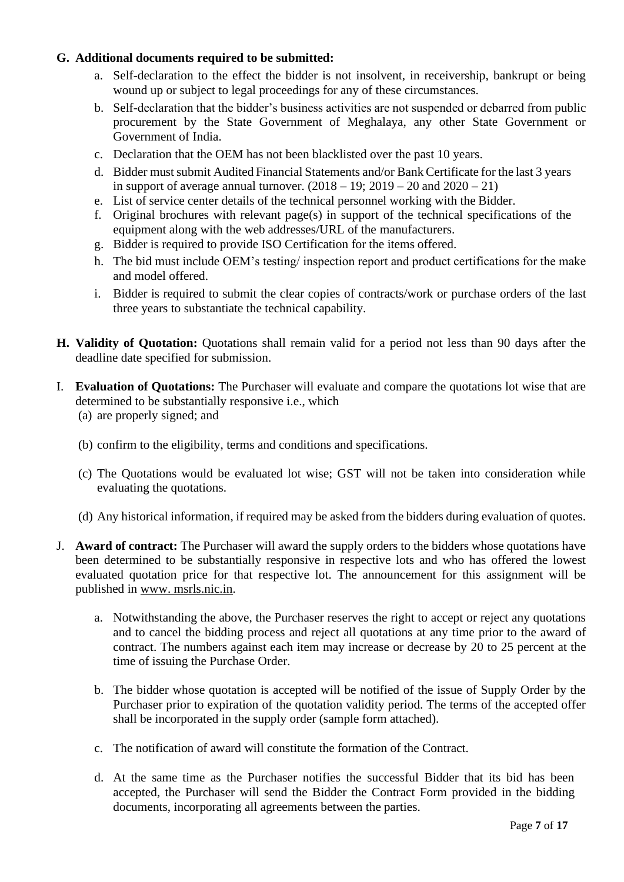**G. Additional documents required to be submitted:**

a. Self-declaration to the effect the bidder is not insolvent, in receivership, bankrupt or being wound up or subject to legal proceedings for any of these circumstances.

b. Self-declaration that the bidder's business activities are not suspended or debarred from public procurement by the State Government of Meghalaya, any other State Government or Government of India.

c. Declaration that the OEM has not been blacklisted over the past 10 years.

d. Bidder must submit Audited Financial Statements and/or Bank Certificate for the last 3 years in support of average annual turnover. (2018 – 19; 2019 – 20 and 2020 – 21)

e. List of service center details of the technical personnel working with the Bidder.

f. Original brochures with relevant page(s) in support of the technical specifications of the equipment along with the web addresses/URL of the manufacturers.

g. Bidder is required to provide ISO Certification for the items offered.

h. The bid must include OEM's testing/ inspection report and product certifications for the make and model offered.

i. Bidder is required to submit the clear copies of contracts/work or purchase orders of the last three years to substantiate the technical capability.

**H. Validity of Quotation:** Quotations shall remain valid for a period not less than 90 days after the deadline date specified for submission.

I. **Evaluation of Quotations:** The Purchaser will evaluate and compare the quotations lot wise that are determined to be substantially responsive i.e., which

(a) are properly signed; and

(b) confirm to the eligibility, terms and conditions and specifications.

(c) The Quotations would be evaluated lot wise; GST will not be taken into consideration while evaluating the quotations.

(d) Any historical information, if required may be asked from the bidders during evaluation of quotes.

J. **Award of contract:** The Purchaser will award the supply orders to the bidders whose quotations have been determined to be substantially responsive in respective lots and who has offered the lowest evaluated quotation price for that respective lot. The announcement for this assignment will be published in www. msrls.nic.in.

a. Notwithstanding the above, the Purchaser reserves the right to accept or reject any quotations and to cancel the bidding process and reject all quotations at any time prior to the award of contract. The numbers against each item may increase or decrease by 20 to 25 percent at the time of issuing the Purchase Order.

b. The bidder whose quotation is accepted will be notified of the issue of Supply Order by the Purchaser prior to expiration of the quotation validity period. The terms of the accepted offer shall be incorporated in the supply order (sample form attached).

c. The notification of award will constitute the formation of the Contract.

d. At the same time as the Purchaser notifies the successful Bidder that its bid has been accepted, the Purchaser will send the Bidder the Contract Form provided in the bidding documents, incorporating all agreements between the parties.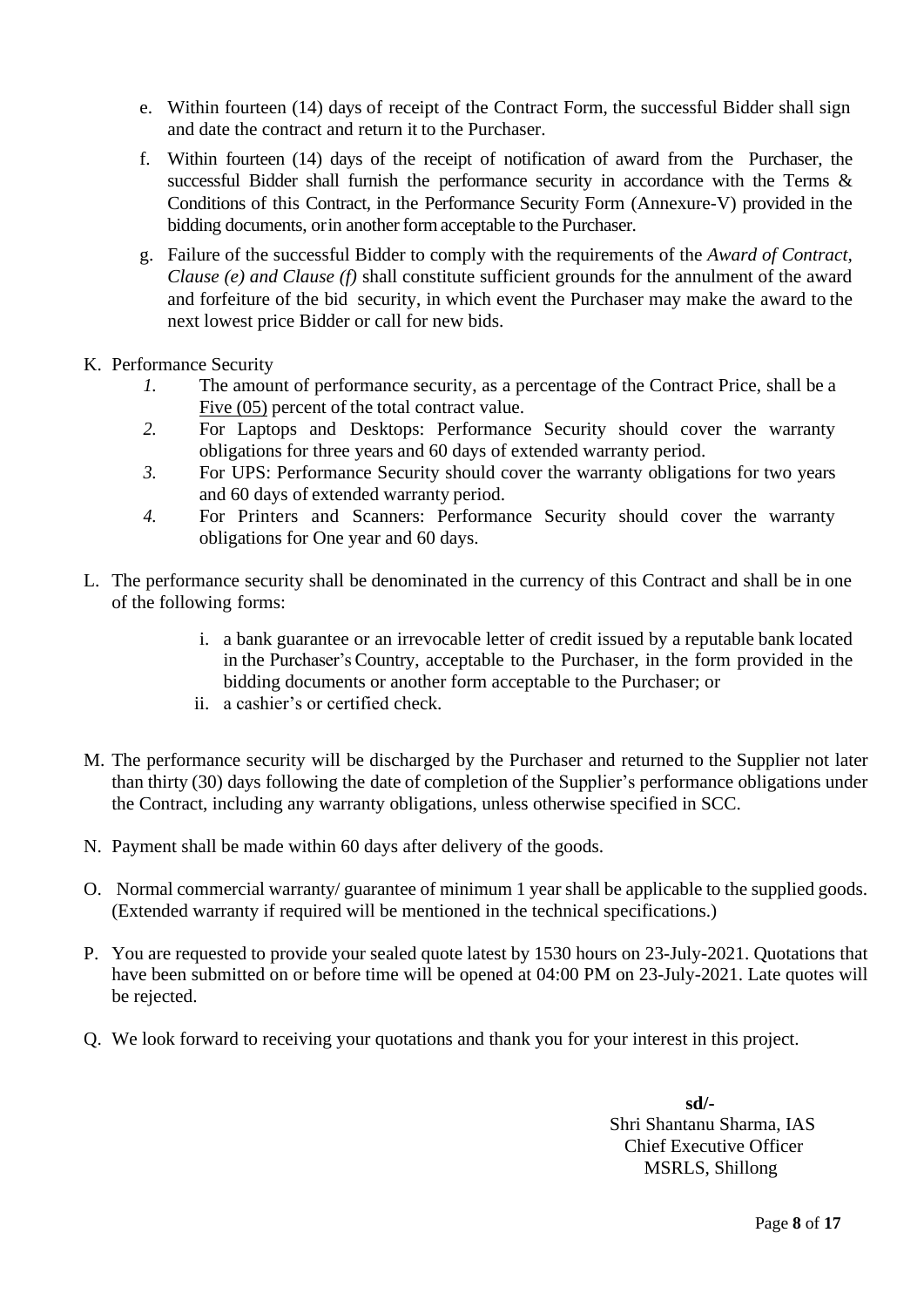e. Within fourteen (14) days of receipt of the Contract Form, the successful Bidder shall sign and date the contract and return it to the Purchaser.

f. Within fourteen (14) days of the receipt of notification of award from the Purchaser, the successful Bidder shall furnish the performance security in accordance with the Terms & Conditions of this Contract, in the Performance Security Form (Annexure-V) provided in the bidding documents, or in another form acceptable to the Purchaser.

g. Failure of the successful Bidder to comply with the requirements of the *Award of Contract, Clause (e) and Clause (f)* shall constitute sufficient grounds for the annulment of the award and forfeiture of the bid security, in which event the Purchaser may make the award to the next lowest price Bidder or call for new bids.

K. Performance Security

*1.* The amount of performance security, as a percentage of the Contract Price, shall be a <u>Five (05)</u> percent of the total contract value.

*2.* For Laptops and Desktops: Performance Security should cover the warranty obligations for three years and 60 days of extended warranty period.

*3.* For UPS: Performance Security should cover the warranty obligations for two years and 60 days of extended warranty period.

*4.* For Printers and Scanners: Performance Security should cover the warranty obligations for One year and 60 days.

L. The performance security shall be denominated in the currency of this Contract and shall be in one of the following forms:

i. a bank guarantee or an irrevocable letter of credit issued by a reputable bank located in the Purchaser's Country, acceptable to the Purchaser, in the form provided in the bidding documents or another form acceptable to the Purchaser; or

ii. a cashier's or certified check.

M. The performance security will be discharged by the Purchaser and returned to the Supplier not later than thirty (30) days following the date of completion of the Supplier's performance obligations under the Contract, including any warranty obligations, unless otherwise specified in SCC.

N. Payment shall be made within 60 days after delivery of the goods.

O. Normal commercial warranty/ guarantee of minimum 1 year shall be applicable to the supplied goods. (Extended warranty if required will be mentioned in the technical specifications.)

P. You are requested to provide your sealed quote latest by 1530 hours on 23-July-2021. Quotations that have been submitted on or before time will be opened at 04:00 PM on 23-July-2021. Late quotes will be rejected.

Q. We look forward to receiving your quotations and thank you for your interest in this project.

**sd/-**
Shri Shantanu Sharma, IAS
Chief Executive Officer
MSRLS, Shillong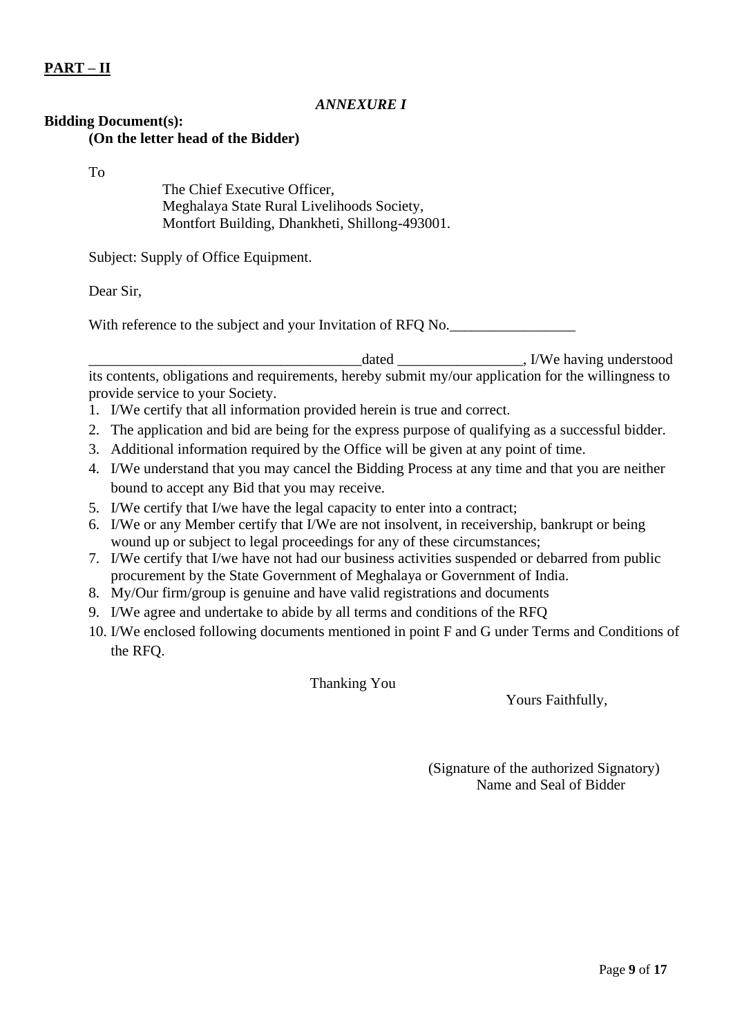**PART – II**

*ANNEXURE I*

**Bidding Document(s):**

**(On the letter head of the Bidder)**

To

The Chief Executive Officer,
Meghalaya State Rural Livelihoods Society,
Montfort Building, Dhankheti, Shillong-493001.

Subject: Supply of Office Equipment.

Dear Sir,

With reference to the subject and your Invitation of RFQ No.\_\_\_\_\_\_\_\_\_\_\_\_\_\_\_\_\_

\_\_\_\_\_\_\_\_\_\_\_\_\_\_\_\_\_\_\_\_\_\_\_\_\_\_\_\_\_\_\_\_\_\_\_\_\_dated \_\_\_\_\_\_\_\_\_\_\_\_\_\_\_\_\_, I/We having understood its contents, obligations and requirements, hereby submit my/our application for the willingness to provide service to your Society.

1. I/We certify that all information provided herein is true and correct.
2. The application and bid are being for the express purpose of qualifying as a successful bidder.
3. Additional information required by the Office will be given at any point of time.
4. I/We understand that you may cancel the Bidding Process at any time and that you are neither bound to accept any Bid that you may receive.
5. I/We certify that I/we have the legal capacity to enter into a contract;
6. I/We or any Member certify that I/We are not insolvent, in receivership, bankrupt or being wound up or subject to legal proceedings for any of these circumstances;
7. I/We certify that I/we have not had our business activities suspended or debarred from public procurement by the State Government of Meghalaya or Government of India.
8. My/Our firm/group is genuine and have valid registrations and documents
9. I/We agree and undertake to abide by all terms and conditions of the RFQ
10. I/We enclosed following documents mentioned in point F and G under Terms and Conditions of the RFQ.

Thanking You

Yours Faithfully,

(Signature of the authorized Signatory)
Name and Seal of Bidder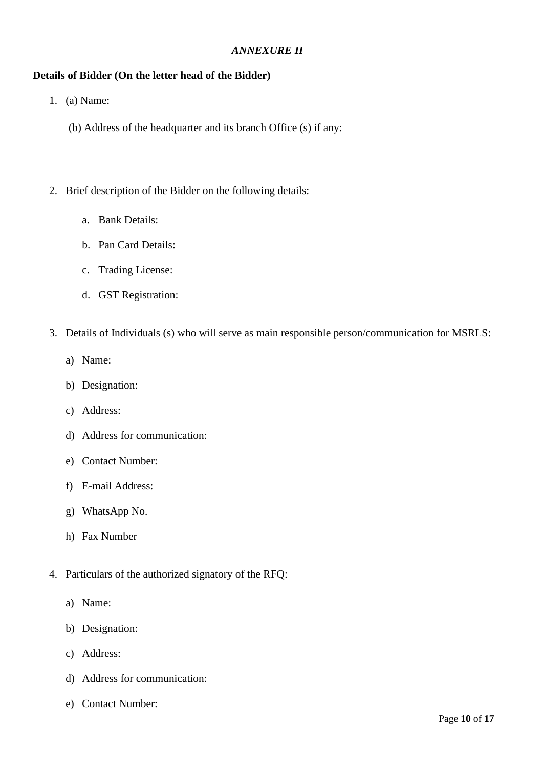*ANNEXURE II*

**Details of Bidder (On the letter head of the Bidder)**

1. (a) Name:

   (b) Address of the headquarter and its branch Office (s) if any:

2. Brief description of the Bidder on the following details:

   a. Bank Details:

   b. Pan Card Details:

   c. Trading License:

   d. GST Registration:

3. Details of Individuals (s) who will serve as main responsible person/communication for MSRLS:

   a) Name:

   b) Designation:

   c) Address:

   d) Address for communication:

   e) Contact Number:

   f) E-mail Address:

   g) WhatsApp No.

   h) Fax Number

4. Particulars of the authorized signatory of the RFQ:

   a) Name:

   b) Designation:

   c) Address:

   d) Address for communication:

   e) Contact Number: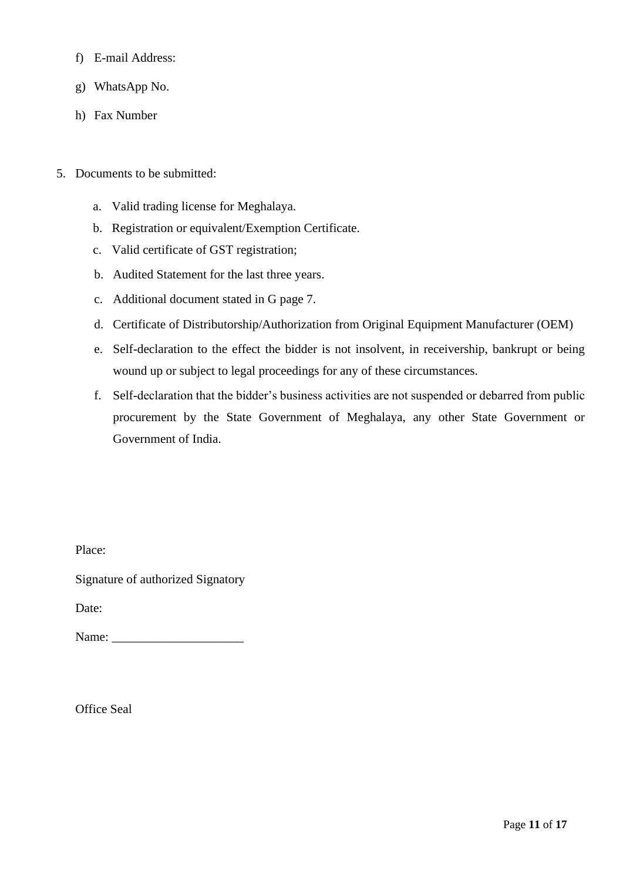f) E-mail Address:

g) WhatsApp No.

h) Fax Number

5. Documents to be submitted:

   a. Valid trading license for Meghalaya.
   b. Registration or equivalent/Exemption Certificate.
   c. Valid certificate of GST registration;
   b. Audited Statement for the last three years.
   c. Additional document stated in G page 7.
   d. Certificate of Distributorship/Authorization from Original Equipment Manufacturer (OEM)
   e. Self-declaration to the effect the bidder is not insolvent, in receivership, bankrupt or being wound up or subject to legal proceedings for any of these circumstances.
   f. Self-declaration that the bidder's business activities are not suspended or debarred from public procurement by the State Government of Meghalaya, any other State Government or Government of India.

Place:

Signature of authorized Signatory

Date:

Name: ____________________

Office Seal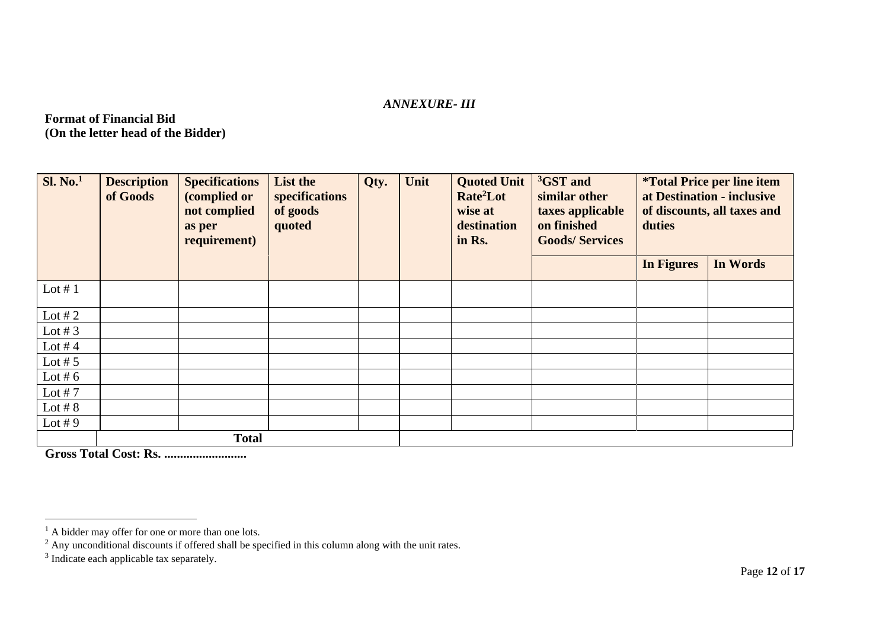*ANNEXURE- III*

**Format of Financial Bid**
**(On the letter head of the Bidder)**

| Sl. No.[1] | Description of Goods | Specifications (complied or not complied as per requirement) | List the specifications of goods quoted | Qty. | Unit | Quoted Unit Rate[2] Lot wise at destination in Rs. | [3] GST and similar other taxes applicable on finished Goods/ Services | *Total Price per line item at Destination - inclusive of discounts, all taxes and duties | |
|---|---|---|---|---|---|---|---|---|---|
| | | | | | | | | In Figures | In Words |
| Lot # 1 | | | | | | | | | |
| Lot # 2 | | | | | | | | | |
| Lot # 3 | | | | | | | | | |
| Lot # 4 | | | | | | | | | |
| Lot # 5 | | | | | | | | | |
| Lot # 6 | | | | | | | | | |
| Lot # 7 | | | | | | | | | |
| Lot # 8 | | | | | | | | | |
| Lot # 9 | | | | | | | | | |
| | **Total** | | | | | | | | |

**Gross Total Cost: Rs. ..........................**

---

[1] A bidder may offer for one or more than one lots.
[2] Any unconditional discounts if offered shall be specified in this column along with the unit rates.
[3] Indicate each applicable tax separately.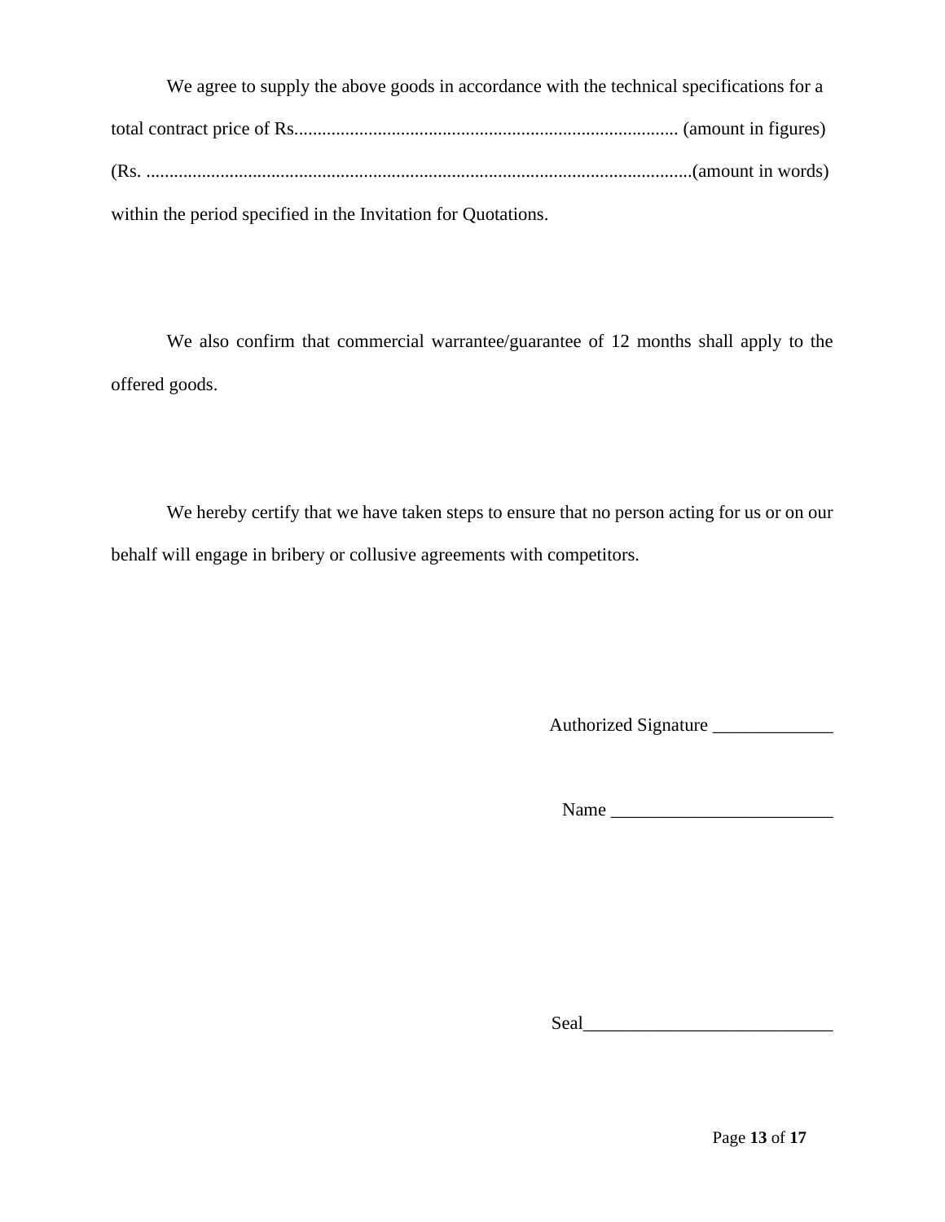We agree to supply the above goods in accordance with the technical specifications for a total contract price of Rs................................................................................... (amount in figures) (Rs. ......................................................................................................................(amount in words) within the period specified in the Invitation for Quotations.

We also confirm that commercial warrantee/guarantee of 12 months shall apply to the offered goods.

We hereby certify that we have taken steps to ensure that no person acting for us or on our behalf will engage in bribery or collusive agreements with competitors.

Authorized Signature _____________

Name ________________________

Seal___________________________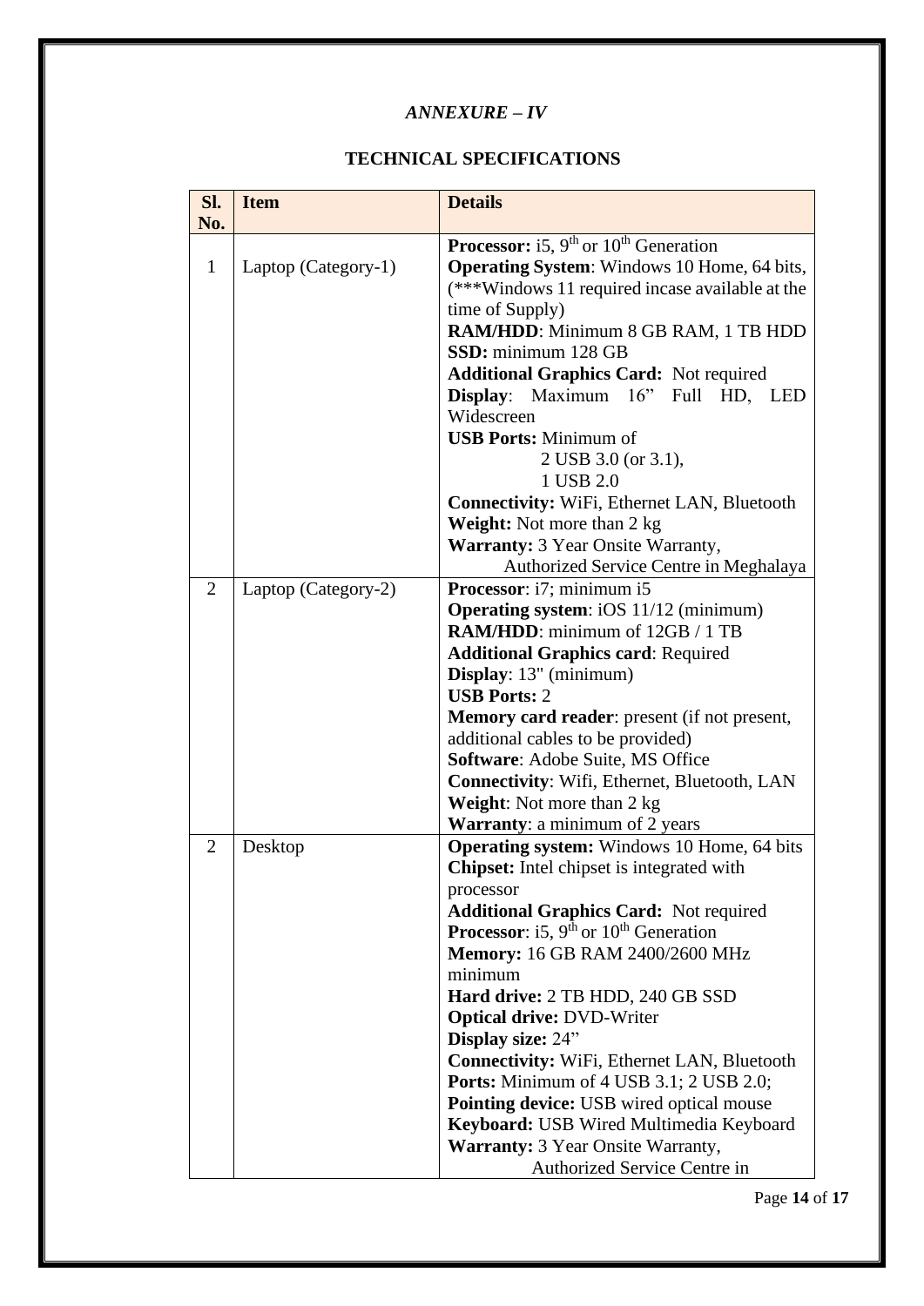*ANNEXURE – IV*

## TECHNICAL SPECIFICATIONS

| Sl. No. | Item | Details |
|---|---|---|
| 1 | Laptop (Category-1) | **Processor:** i5, 9th or 10th Generation<br>**Operating System**: Windows 10 Home, 64 bits, (***Windows 11 required incase available at the time of Supply)<br>**RAM/HDD**: Minimum 8 GB RAM, 1 TB HDD<br>**SSD:** minimum 128 GB<br>**Additional Graphics Card:** Not required<br>**Display**: Maximum 16" Full HD, LED Widescreen<br>**USB Ports:** Minimum of<br>2 USB 3.0 (or 3.1),<br>1 USB 2.0<br>**Connectivity:** WiFi, Ethernet LAN, Bluetooth<br>**Weight:** Not more than 2 kg<br>**Warranty:** 3 Year Onsite Warranty,<br>Authorized Service Centre in Meghalaya |
| 2 | Laptop (Category-2) | **Processor**: i7; minimum i5<br>**Operating system**: iOS 11/12 (minimum)<br>**RAM/HDD**: minimum of 12GB / 1 TB<br>**Additional Graphics card**: Required<br>**Display**: 13" (minimum)<br>**USB Ports:** 2<br>**Memory card reader**: present (if not present, additional cables to be provided)<br>**Software**: Adobe Suite, MS Office<br>**Connectivity**: Wifi, Ethernet, Bluetooth, LAN<br>**Weight**: Not more than 2 kg<br>**Warranty**: a minimum of 2 years |
| 2 | Desktop | **Operating system:** Windows 10 Home, 64 bits<br>**Chipset:** Intel chipset is integrated with processor<br>**Additional Graphics Card:** Not required<br>**Processor**: i5, 9th or 10th Generation<br>**Memory:** 16 GB RAM 2400/2600 MHz minimum<br>**Hard drive:** 2 TB HDD, 240 GB SSD<br>**Optical drive:** DVD-Writer<br>**Display size:** 24"<br>**Connectivity:** WiFi, Ethernet LAN, Bluetooth<br>**Ports:** Minimum of 4 USB 3.1; 2 USB 2.0;<br>**Pointing device:** USB wired optical mouse<br>**Keyboard:** USB Wired Multimedia Keyboard<br>**Warranty:** 3 Year Onsite Warranty,<br>Authorized Service Centre in |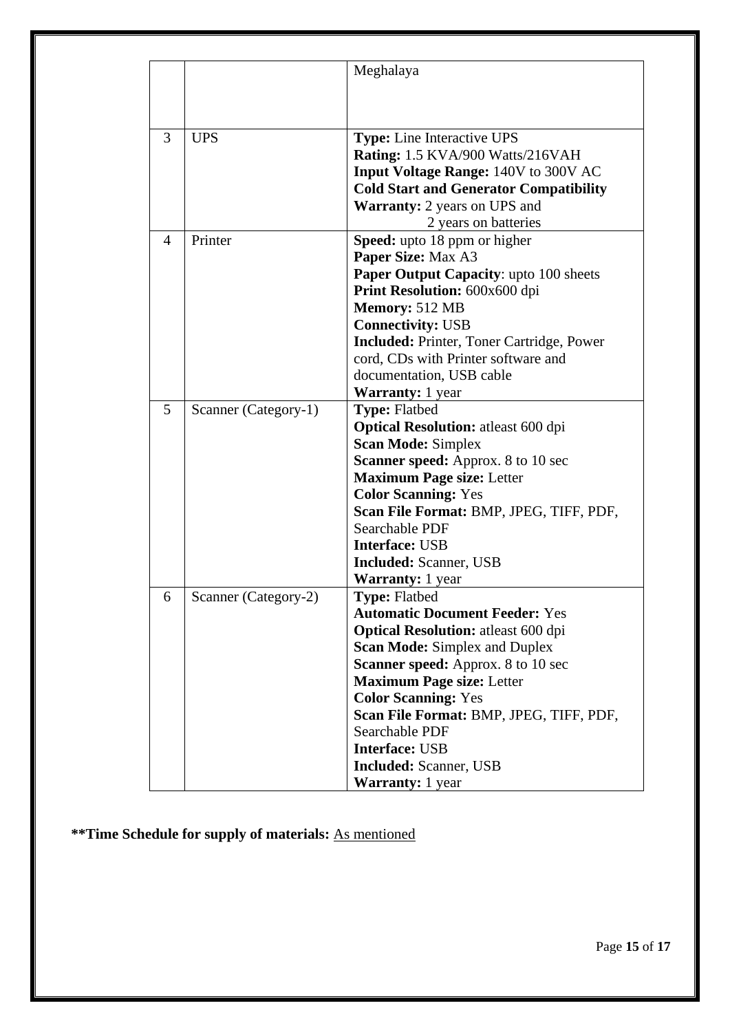| | | |
|---|---|---|
| | | Meghalaya |
| 3 | UPS | **Type:** Line Interactive UPS<br>**Rating:** 1.5 KVA/900 Watts/216VAH<br>**Input Voltage Range:** 140V to 300V AC<br>**Cold Start and Generator Compatibility**<br>**Warranty:** 2 years on UPS and 2 years on batteries |
| 4 | Printer | **Speed:** upto 18 ppm or higher<br>**Paper Size:** Max A3<br>**Paper Output Capacity**: upto 100 sheets<br>**Print Resolution:** 600x600 dpi<br>**Memory:** 512 MB<br>**Connectivity:** USB<br>**Included:** Printer, Toner Cartridge, Power cord, CDs with Printer software and documentation, USB cable<br>**Warranty:** 1 year |
| 5 | Scanner (Category-1) | **Type:** Flatbed<br>**Optical Resolution:** atleast 600 dpi<br>**Scan Mode:** Simplex<br>**Scanner speed:** Approx. 8 to 10 sec<br>**Maximum Page size:** Letter<br>**Color Scanning:** Yes<br>**Scan File Format:** BMP, JPEG, TIFF, PDF, Searchable PDF<br>**Interface:** USB<br>**Included:** Scanner, USB<br>**Warranty:** 1 year |
| 6 | Scanner (Category-2) | **Type:** Flatbed<br>**Automatic Document Feeder:** Yes<br>**Optical Resolution:** atleast 600 dpi<br>**Scan Mode:** Simplex and Duplex<br>**Scanner speed:** Approx. 8 to 10 sec<br>**Maximum Page size:** Letter<br>**Color Scanning:** Yes<br>**Scan File Format:** BMP, JPEG, TIFF, PDF, Searchable PDF<br>**Interface:** USB<br>**Included:** Scanner, USB<br>**Warranty:** 1 year |

**\*\*Time Schedule for supply of materials:** As mentioned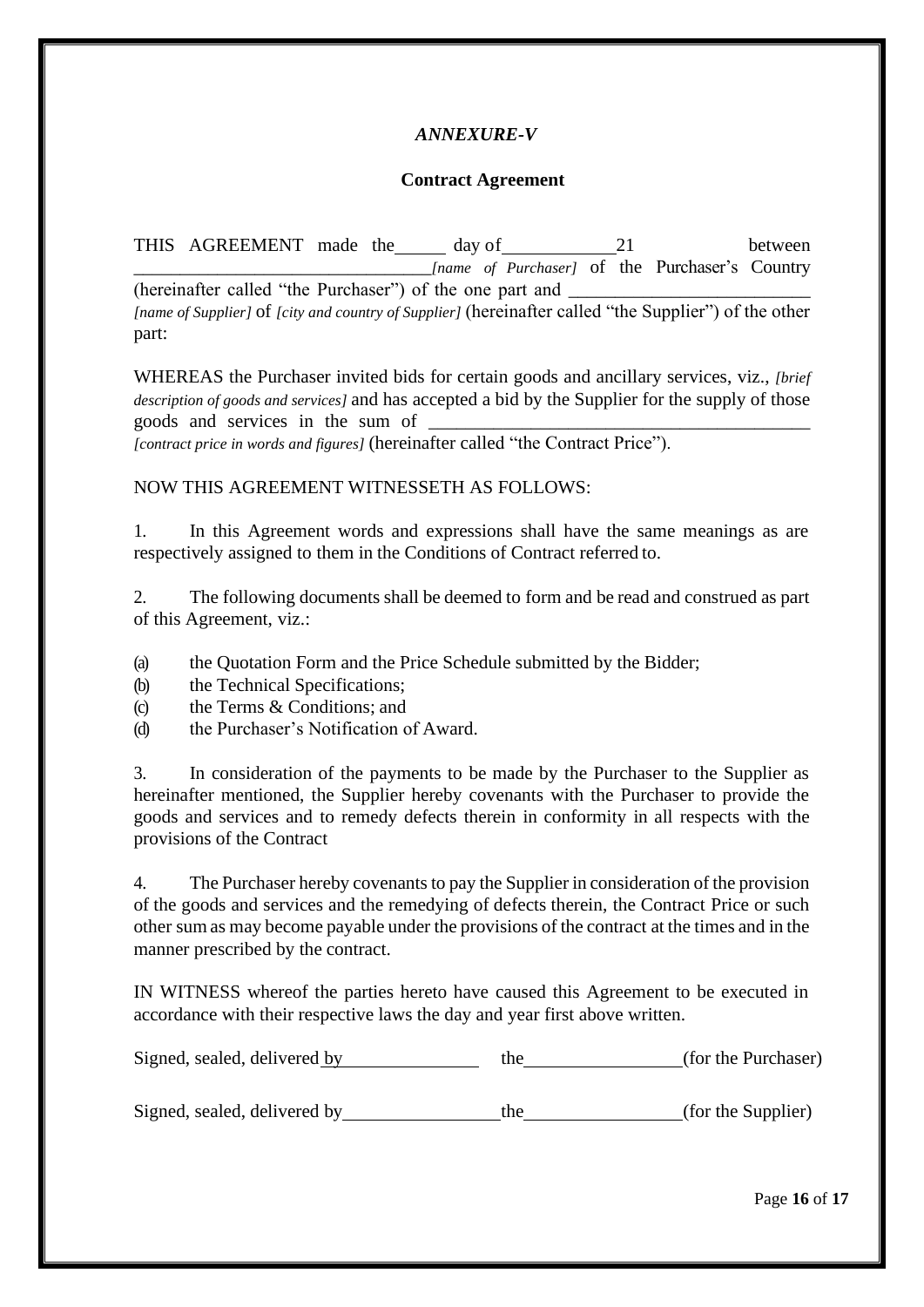*ANNEXURE-V*

**Contract Agreement**

THIS AGREEMENT made the\_\_\_\_\_ day of\_\_\_\_\_\_\_\_\_\_\_\_21 between \_\_\_\_\_\_\_\_\_\_\_\_\_\_\_\_\_\_\_\_\_\_\_\_\_\_\_\_\_\_\_\_*[name of Purchaser]* of the Purchaser's Country (hereinafter called "the Purchaser") of the one part and \_\_\_\_\_\_\_\_\_\_\_\_\_\_\_\_\_\_\_\_\_\_\_\_\_\_ *[name of Supplier]* of *[city and country of Supplier]* (hereinafter called "the Supplier") of the other part:

WHEREAS the Purchaser invited bids for certain goods and ancillary services, viz., *[brief description of goods and services]* and has accepted a bid by the Supplier for the supply of those goods and services in the sum of \_\_\_\_\_\_\_\_\_\_\_\_\_\_\_\_\_\_\_\_\_\_\_\_\_\_\_\_\_\_\_\_\_\_\_\_\_\_\_\_\_\_ *[contract price in words and figures]* (hereinafter called "the Contract Price").

NOW THIS AGREEMENT WITNESSETH AS FOLLOWS:

1. In this Agreement words and expressions shall have the same meanings as are respectively assigned to them in the Conditions of Contract referred to.

2. The following documents shall be deemed to form and be read and construed as part of this Agreement, viz.:

(a) the Quotation Form and the Price Schedule submitted by the Bidder;
(b) the Technical Specifications;
(c) the Terms & Conditions; and
(d) the Purchaser's Notification of Award.

3. In consideration of the payments to be made by the Purchaser to the Supplier as hereinafter mentioned, the Supplier hereby covenants with the Purchaser to provide the goods and services and to remedy defects therein in conformity in all respects with the provisions of the Contract

4. The Purchaser hereby covenants to pay the Supplier in consideration of the provision of the goods and services and the remedying of defects therein, the Contract Price or such other sum as may become payable under the provisions of the contract at the times and in the manner prescribed by the contract.

IN WITNESS whereof the parties hereto have caused this Agreement to be executed in accordance with their respective laws the day and year first above written.

Signed, sealed, delivered by\_\_\_\_\_\_\_\_\_\_\_\_\_\_\_\_ the\_\_\_\_\_\_\_\_\_\_\_\_\_\_\_\_\_\_(for the Purchaser)

Signed, sealed, delivered by\_\_\_\_\_\_\_\_\_\_\_\_\_\_\_\_\_\_the\_\_\_\_\_\_\_\_\_\_\_\_\_\_\_\_\_\_(for the Supplier)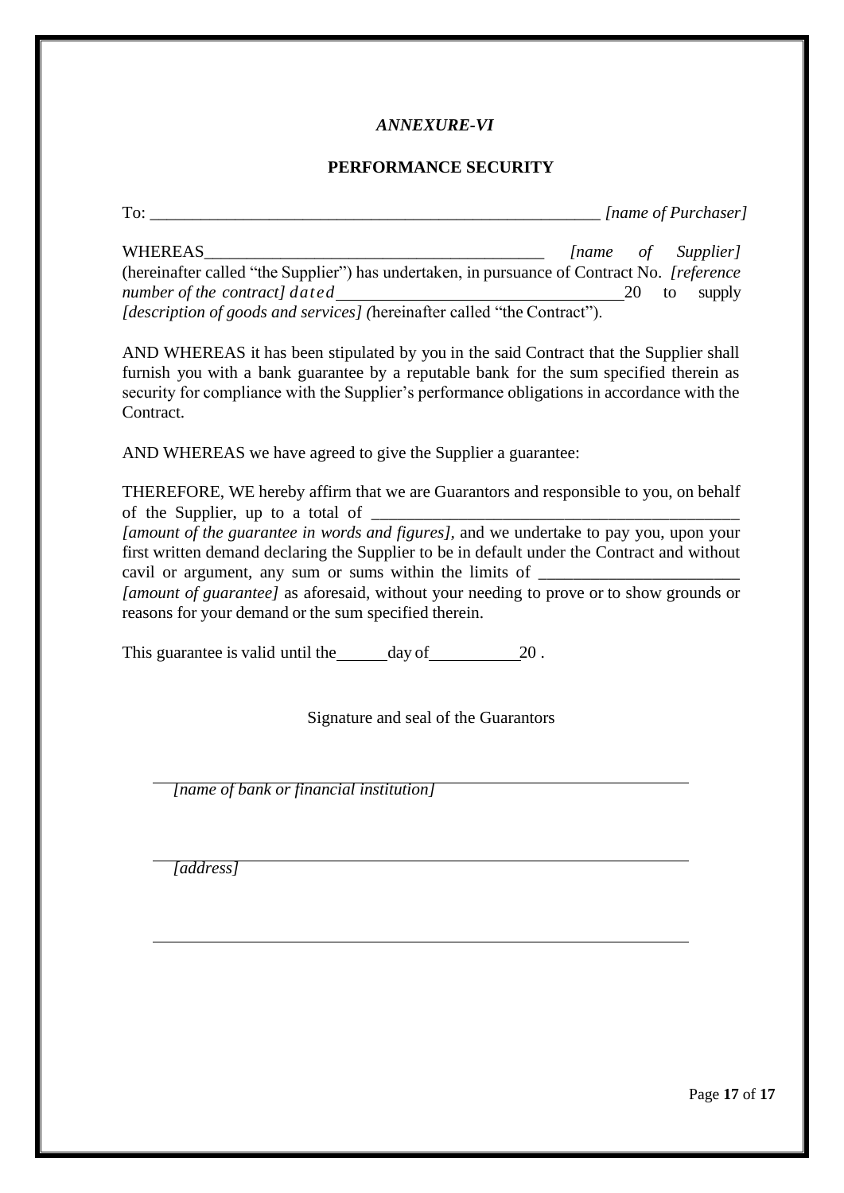*ANNEXURE-VI*

**PERFORMANCE SECURITY**

To: ________________________________________________________ *[name of Purchaser]*

WHEREAS_________________________________________ *[name of Supplier]* (hereinafter called "the Supplier") has undertaken, in pursuance of Contract No. *[reference number of the contract] dated* __________________________________20 to supply *[description of goods and services] (*hereinafter called "the Contract").

AND WHEREAS it has been stipulated by you in the said Contract that the Supplier shall furnish you with a bank guarantee by a reputable bank for the sum specified therein as security for compliance with the Supplier's performance obligations in accordance with the Contract.

AND WHEREAS we have agreed to give the Supplier a guarantee:

THEREFORE, WE hereby affirm that we are Guarantors and responsible to you, on behalf of the Supplier, up to a total of ____________________________________________ *[amount of the guarantee in words and figures],* and we undertake to pay you, upon your first written demand declaring the Supplier to be in default under the Contract and without cavil or argument, any sum or sums within the limits of ________________________ *[amount of guarantee]* as aforesaid, without your needing to prove or to show grounds or reasons for your demand or the sum specified therein.

This guarantee is valid until the______day of___________20 .

Signature and seal of the Guarantors

______________________________________________________________

*[name of bank or financial institution]*

______________________________________________________________

*[address]*

______________________________________________________________